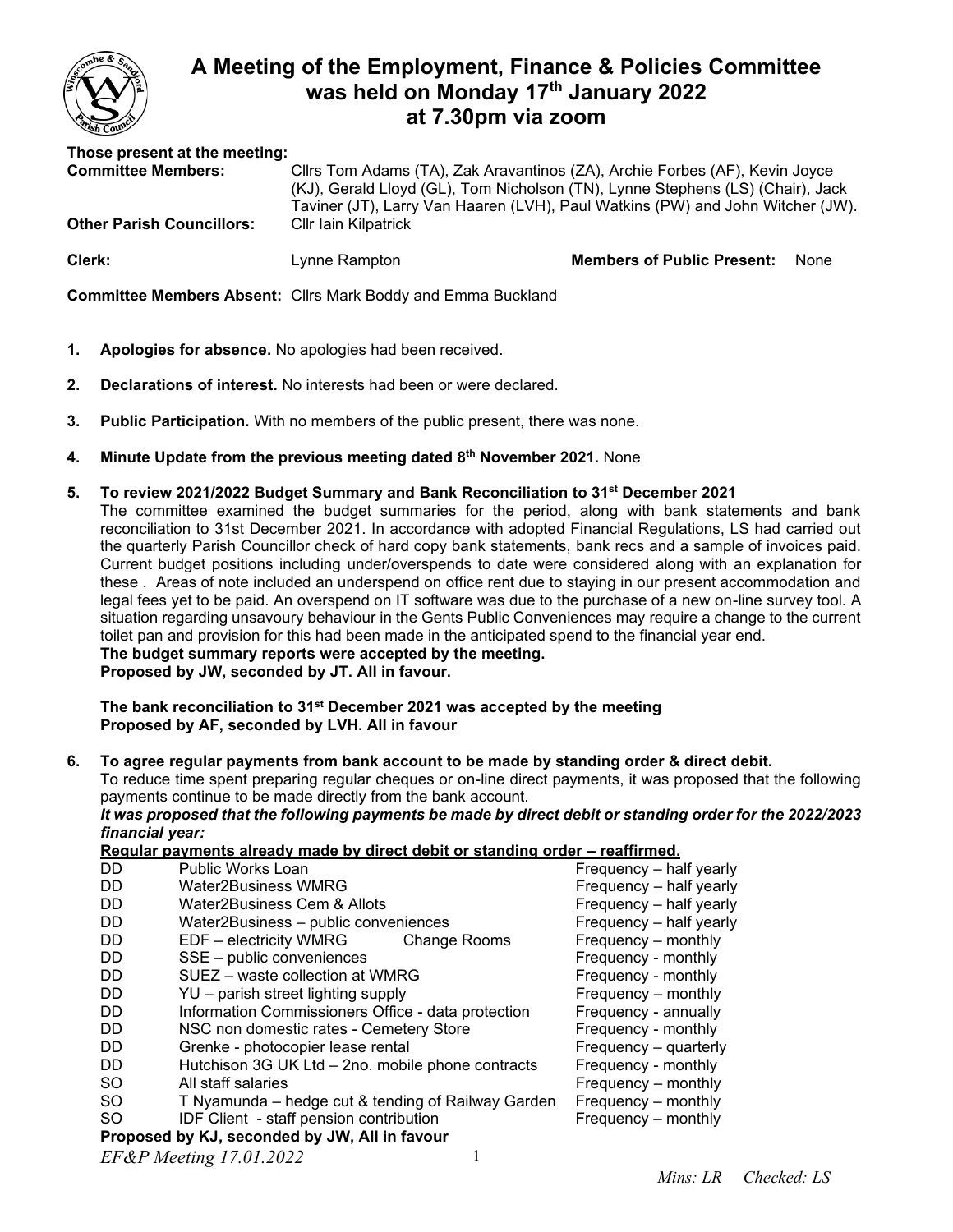# A Meeting of the Employment, Finance & Policies Committee was held on Monday 17th January 2022 at 7.30pm via zoom

**Those present at the meeting:**

| | |
|---|---|
| **Committee Members:** | Cllrs Tom Adams (TA), Zak Aravantinos (ZA), Archie Forbes (AF), Kevin Joyce (KJ), Gerald Lloyd (GL), Tom Nicholson (TN), Lynne Stephens (LS) (Chair), Jack Taviner (JT), Larry Van Haaren (LVH), Paul Watkins (PW) and John Witcher (JW). |
| **Other Parish Councillors:** | Cllr Iain Kilpatrick |
| **Clerk:** | Lynne Rampton |
| **Members of Public Present:** | None |

**Committee Members Absent:** Cllrs Mark Boddy and Emma Buckland

1. **Apologies for absence.** No apologies had been received.

2. **Declarations of interest.** No interests had been or were declared.

3. **Public Participation.** With no members of the public present, there was none.

4. **Minute Update from the previous meeting dated 8th November 2021.** None

5. **To review 2021/2022 Budget Summary and Bank Reconciliation to 31st December 2021**

   The committee examined the budget summaries for the period, along with bank statements and bank reconciliation to 31st December 2021. In accordance with adopted Financial Regulations, LS had carried out the quarterly Parish Councillor check of hard copy bank statements, bank recs and a sample of invoices paid. Current budget positions including under/overspends to date were considered along with an explanation for these . Areas of note included an underspend on office rent due to staying in our present accommodation and legal fees yet to be paid. An overspend on IT software was due to the purchase of a new on-line survey tool. A situation regarding unsavoury behaviour in the Gents Public Conveniences may require a change to the current toilet pan and provision for this had been made in the anticipated spend to the financial year end.

   **The budget summary reports were accepted by the meeting.**
   **Proposed by JW, seconded by JT. All in favour.**

   **The bank reconciliation to 31st December 2021 was accepted by the meeting**
   **Proposed by AF, seconded by LVH. All in favour**

6. **To agree regular payments from bank account to be made by standing order & direct debit.**

   To reduce time spent preparing regular cheques or on-line direct payments, it was proposed that the following payments continue to be made directly from the bank account.

   ***It was proposed that the following payments be made by direct debit or standing order for the 2022/2023 financial year:***

   **Regular payments already made by direct debit or standing order – reaffirmed.**

| | | |
|---|---|---|
| DD | Public Works Loan | Frequency – half yearly |
| DD | Water2Business WMRG | Frequency – half yearly |
| DD | Water2Business Cem & Allots | Frequency – half yearly |
| DD | Water2Business – public conveniences | Frequency – half yearly |
| DD | EDF – electricity WMRG Change Rooms | Frequency – monthly |
| DD | SSE – public conveniences | Frequency - monthly |
| DD | SUEZ – waste collection at WMRG | Frequency - monthly |
| DD | YU – parish street lighting supply | Frequency – monthly |
| DD | Information Commissioners Office - data protection | Frequency - annually |
| DD | NSC non domestic rates - Cemetery Store | Frequency - monthly |
| DD | Grenke - photocopier lease rental | Frequency – quarterly |
| DD | Hutchison 3G UK Ltd – 2no. mobile phone contracts | Frequency - monthly |
| SO | All staff salaries | Frequency – monthly |
| SO | T Nyamunda – hedge cut & tending of Railway Garden | Frequency – monthly |
| SO | IDF Client - staff pension contribution | Frequency – monthly |

   **Proposed by KJ, seconded by JW, All in favour**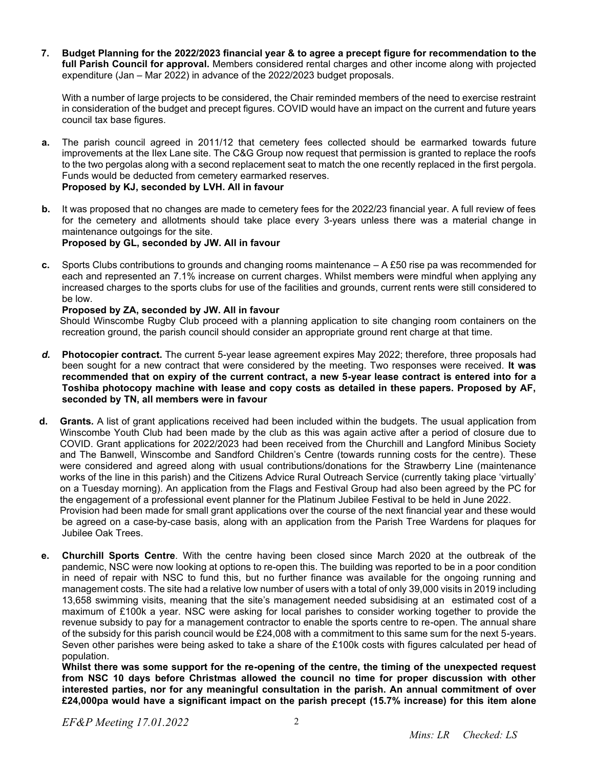**7. Budget Planning for the 2022/2023 financial year & to agree a precept figure for recommendation to the full Parish Council for approval.** Members considered rental charges and other income along with projected expenditure (Jan – Mar 2022) in advance of the 2022/2023 budget proposals.

With a number of large projects to be considered, the Chair reminded members of the need to exercise restraint in consideration of the budget and precept figures. COVID would have an impact on the current and future years council tax base figures.

**a.** The parish council agreed in 2011/12 that cemetery fees collected should be earmarked towards future improvements at the Ilex Lane site. The C&G Group now request that permission is granted to replace the roofs to the two pergolas along with a second replacement seat to match the one recently replaced in the first pergola. Funds would be deducted from cemetery earmarked reserves.
**Proposed by KJ, seconded by LVH. All in favour**

**b.** It was proposed that no changes are made to cemetery fees for the 2022/23 financial year. A full review of fees for the cemetery and allotments should take place every 3-years unless there was a material change in maintenance outgoings for the site.
**Proposed by GL, seconded by JW. All in favour**

**c.** Sports Clubs contributions to grounds and changing rooms maintenance – A £50 rise pa was recommended for each and represented an 7.1% increase on current charges. Whilst members were mindful when applying any increased charges to the sports clubs for use of the facilities and grounds, current rents were still considered to be low.
**Proposed by ZA, seconded by JW. All in favour**
Should Winscombe Rugby Club proceed with a planning application to site changing room containers on the recreation ground, the parish council should consider an appropriate ground rent charge at that time.

***d.*** **Photocopier contract.** The current 5-year lease agreement expires May 2022; therefore, three proposals had been sought for a new contract that were considered by the meeting. Two responses were received. **It was recommended that on expiry of the current contract, a new 5-year lease contract is entered into for a Toshiba photocopy machine with lease and copy costs as detailed in these papers. Proposed by AF, seconded by TN, all members were in favour**

**d. Grants.** A list of grant applications received had been included within the budgets. The usual application from Winscombe Youth Club had been made by the club as this was again active after a period of closure due to COVID. Grant applications for 2022/2023 had been received from the Churchill and Langford Minibus Society and The Banwell, Winscombe and Sandford Children's Centre (towards running costs for the centre). These were considered and agreed along with usual contributions/donations for the Strawberry Line (maintenance works of the line in this parish) and the Citizens Advice Rural Outreach Service (currently taking place 'virtually' on a Tuesday morning). An application from the Flags and Festival Group had also been agreed by the PC for the engagement of a professional event planner for the Platinum Jubilee Festival to be held in June 2022.
Provision had been made for small grant applications over the course of the next financial year and these would be agreed on a case-by-case basis, along with an application from the Parish Tree Wardens for plaques for Jubilee Oak Trees.

**e. Churchill Sports Centre**. With the centre having been closed since March 2020 at the outbreak of the pandemic, NSC were now looking at options to re-open this. The building was reported to be in a poor condition in need of repair with NSC to fund this, but no further finance was available for the ongoing running and management costs. The site had a relative low number of users with a total of only 39,000 visits in 2019 including 13,658 swimming visits, meaning that the site's management needed subsidising at an estimated cost of a maximum of £100k a year. NSC were asking for local parishes to consider working together to provide the revenue subsidy to pay for a management contractor to enable the sports centre to re-open. The annual share of the subsidy for this parish council would be £24,008 with a commitment to this same sum for the next 5-years. Seven other parishes were being asked to take a share of the £100k costs with figures calculated per head of population.
**Whilst there was some support for the re-opening of the centre, the timing of the unexpected request from NSC 10 days before Christmas allowed the council no time for proper discussion with other interested parties, nor for any meaningful consultation in the parish. An annual commitment of over £24,000pa would have a significant impact on the parish precept (15.7% increase) for this item alone**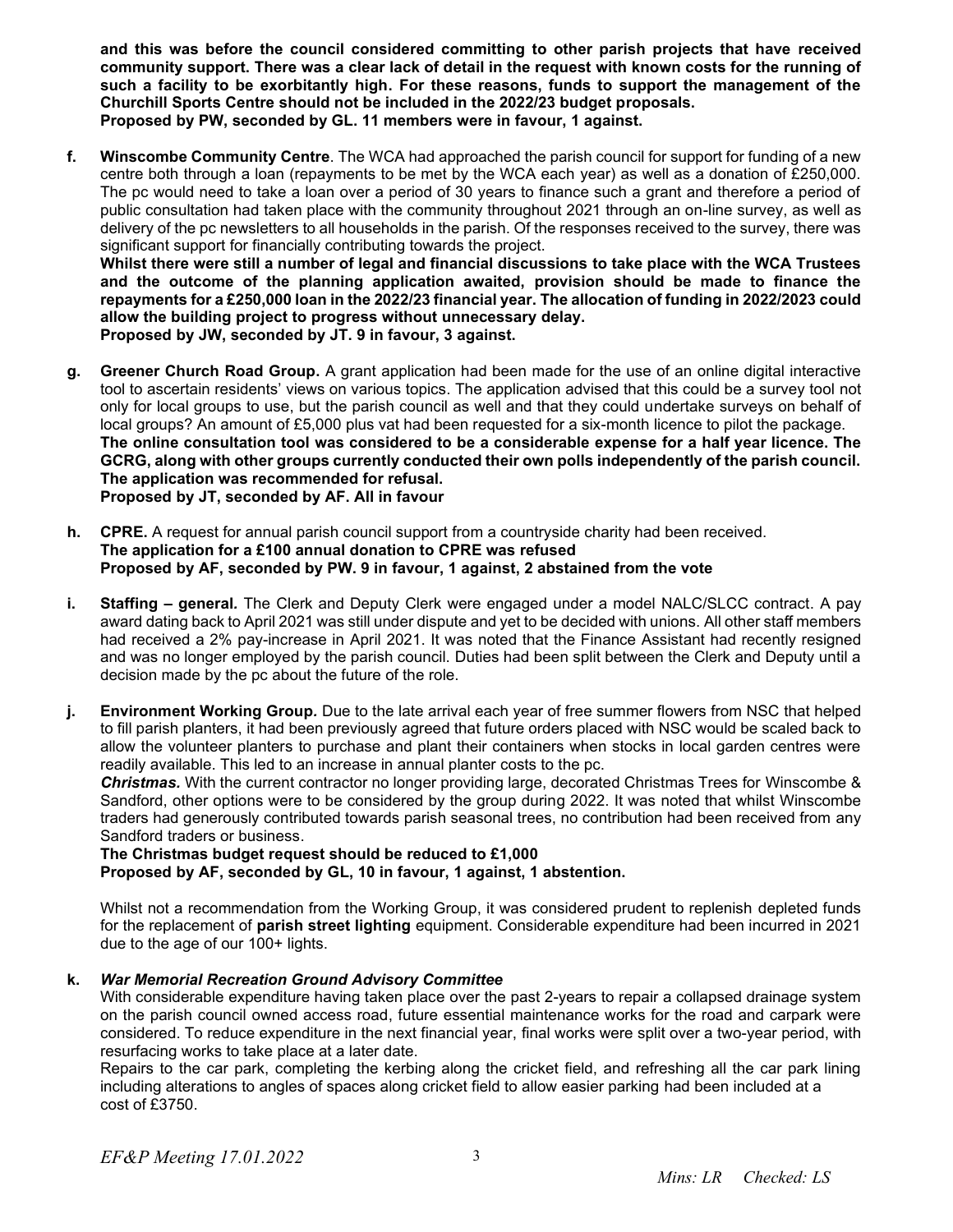**and this was before the council considered committing to other parish projects that have received community support. There was a clear lack of detail in the request with known costs for the running of such a facility to be exorbitantly high. For these reasons, funds to support the management of the Churchill Sports Centre should not be included in the 2022/23 budget proposals.**
**Proposed by PW, seconded by GL. 11 members were in favour, 1 against.**

**f. Winscombe Community Centre**. The WCA had approached the parish council for support for funding of a new centre both through a loan (repayments to be met by the WCA each year) as well as a donation of £250,000. The pc would need to take a loan over a period of 30 years to finance such a grant and therefore a period of public consultation had taken place with the community throughout 2021 through an on-line survey, as well as delivery of the pc newsletters to all households in the parish. Of the responses received to the survey, there was significant support for financially contributing towards the project.

**Whilst there were still a number of legal and financial discussions to take place with the WCA Trustees and the outcome of the planning application awaited, provision should be made to finance the repayments for a £250,000 loan in the 2022/23 financial year. The allocation of funding in 2022/2023 could allow the building project to progress without unnecessary delay.**
**Proposed by JW, seconded by JT. 9 in favour, 3 against.**

**g. Greener Church Road Group.** A grant application had been made for the use of an online digital interactive tool to ascertain residents' views on various topics. The application advised that this could be a survey tool not only for local groups to use, but the parish council as well and that they could undertake surveys on behalf of local groups? An amount of £5,000 plus vat had been requested for a six-month licence to pilot the package.
**The online consultation tool was considered to be a considerable expense for a half year licence. The GCRG, along with other groups currently conducted their own polls independently of the parish council. The application was recommended for refusal.**
**Proposed by JT, seconded by AF. All in favour**

**h. CPRE.** A request for annual parish council support from a countryside charity had been received.
**The application for a £100 annual donation to CPRE was refused**
**Proposed by AF, seconded by PW. 9 in favour, 1 against, 2 abstained from the vote**

**i. Staffing – general.** The Clerk and Deputy Clerk were engaged under a model NALC/SLCC contract. A pay award dating back to April 2021 was still under dispute and yet to be decided with unions. All other staff members had received a 2% pay-increase in April 2021. It was noted that the Finance Assistant had recently resigned and was no longer employed by the parish council. Duties had been split between the Clerk and Deputy until a decision made by the pc about the future of the role.

**j. Environment Working Group.** Due to the late arrival each year of free summer flowers from NSC that helped to fill parish planters, it had been previously agreed that future orders placed with NSC would be scaled back to allow the volunteer planters to purchase and plant their containers when stocks in local garden centres were readily available. This led to an increase in annual planter costs to the pc.

***Christmas.*** With the current contractor no longer providing large, decorated Christmas Trees for Winscombe & Sandford, other options were to be considered by the group during 2022. It was noted that whilst Winscombe traders had generously contributed towards parish seasonal trees, no contribution had been received from any Sandford traders or business.

**The Christmas budget request should be reduced to £1,000**
**Proposed by AF, seconded by GL, 10 in favour, 1 against, 1 abstention.**

Whilst not a recommendation from the Working Group, it was considered prudent to replenish depleted funds for the replacement of **parish street lighting** equipment. Considerable expenditure had been incurred in 2021 due to the age of our 100+ lights.

**k. *War Memorial Recreation Ground Advisory Committee***

With considerable expenditure having taken place over the past 2-years to repair a collapsed drainage system on the parish council owned access road, future essential maintenance works for the road and carpark were considered. To reduce expenditure in the next financial year, final works were split over a two-year period, with resurfacing works to take place at a later date.

Repairs to the car park, completing the kerbing along the cricket field, and refreshing all the car park lining including alterations to angles of spaces along cricket field to allow easier parking had been included at a cost of £3750.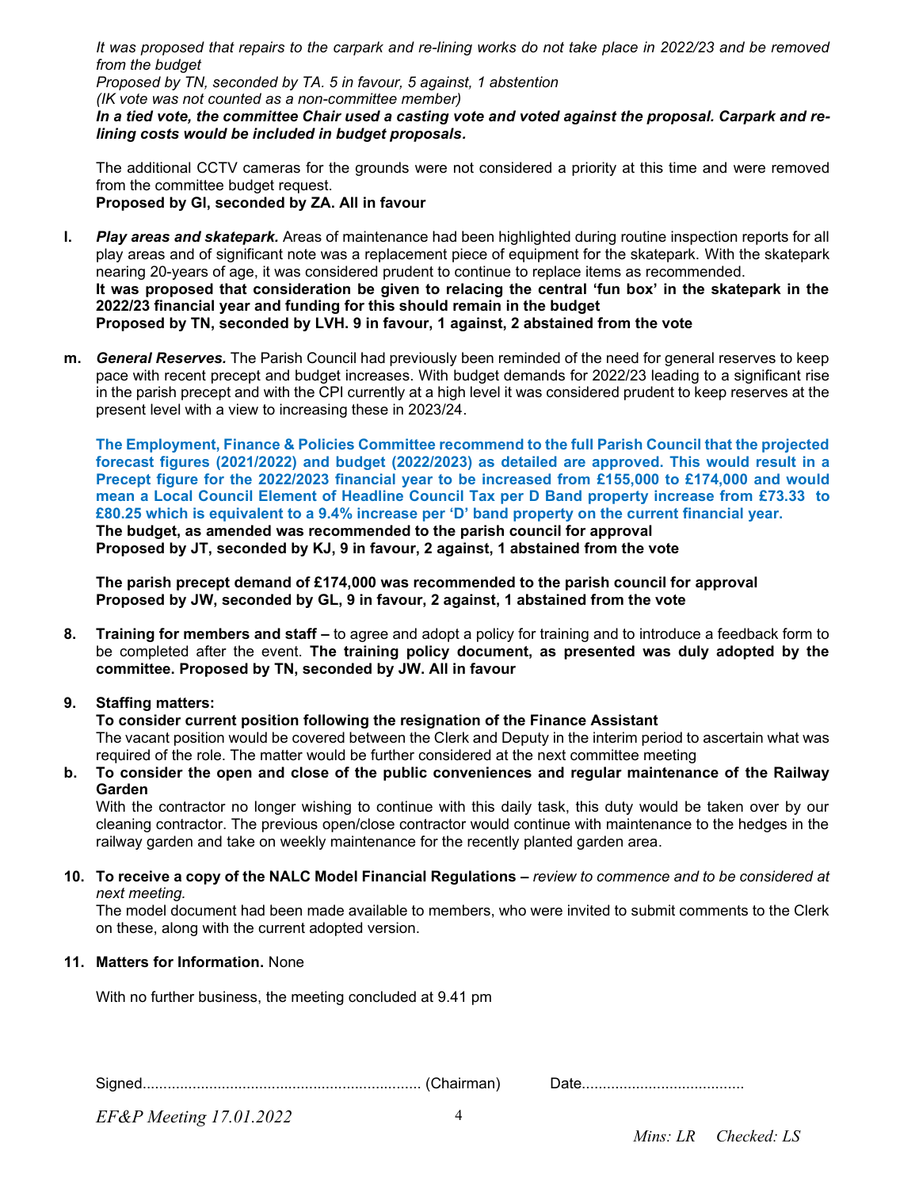*It was proposed that repairs to the carpark and re-lining works do not take place in 2022/23 and be removed from the budget*
*Proposed by TN, seconded by TA. 5 in favour, 5 against, 1 abstention*
*(IK vote was not counted as a non-committee member)*
***In a tied vote, the committee Chair used a casting vote and voted against the proposal. Carpark and re-lining costs would be included in budget proposals.***

The additional CCTV cameras for the grounds were not considered a priority at this time and were removed from the committee budget request.
**Proposed by GI, seconded by ZA. All in favour**

**l.** ***Play areas and skatepark.*** Areas of maintenance had been highlighted during routine inspection reports for all play areas and of significant note was a replacement piece of equipment for the skatepark. With the skatepark nearing 20-years of age, it was considered prudent to continue to replace items as recommended.
**It was proposed that consideration be given to relacing the central 'fun box' in the skatepark in the 2022/23 financial year and funding for this should remain in the budget**
**Proposed by TN, seconded by LVH. 9 in favour, 1 against, 2 abstained from the vote**

**m.** ***General Reserves.*** The Parish Council had previously been reminded of the need for general reserves to keep pace with recent precept and budget increases. With budget demands for 2022/23 leading to a significant rise in the parish precept and with the CPI currently at a high level it was considered prudent to keep reserves at the present level with a view to increasing these in 2023/24.

**The Employment, Finance & Policies Committee recommend to the full Parish Council that the projected forecast figures (2021/2022) and budget (2022/2023) as detailed are approved. This would result in a Precept figure for the 2022/2023 financial year to be increased from £155,000 to £174,000 and would mean a Local Council Element of Headline Council Tax per D Band property increase from £73.33 to £80.25 which is equivalent to a 9.4% increase per 'D' band property on the current financial year.**
**The budget, as amended was recommended to the parish council for approval**
**Proposed by JT, seconded by KJ, 9 in favour, 2 against, 1 abstained from the vote**

**The parish precept demand of £174,000 was recommended to the parish council for approval**
**Proposed by JW, seconded by GL, 9 in favour, 2 against, 1 abstained from the vote**

**8. Training for members and staff –** to agree and adopt a policy for training and to introduce a feedback form to be completed after the event. **The training policy document, as presented was duly adopted by the committee. Proposed by TN, seconded by JW. All in favour**

**9. Staffing matters:**
**To consider current position following the resignation of the Finance Assistant**
The vacant position would be covered between the Clerk and Deputy in the interim period to ascertain what was required of the role. The matter would be further considered at the next committee meeting

**b. To consider the open and close of the public conveniences and regular maintenance of the Railway Garden**
With the contractor no longer wishing to continue with this daily task, this duty would be taken over by our cleaning contractor. The previous open/close contractor would continue with maintenance to the hedges in the railway garden and take on weekly maintenance for the recently planted garden area.

**10. To receive a copy of the NALC Model Financial Regulations –** *review to commence and to be considered at next meeting.*
The model document had been made available to members, who were invited to submit comments to the Clerk on these, along with the current adopted version.

**11. Matters for Information.** None

With no further business, the meeting concluded at 9.41 pm

Signed.................................................................. (Chairman) Date.......................................

*EF&P Meeting 17.01.2022*

*Mins: LR Checked: LS*